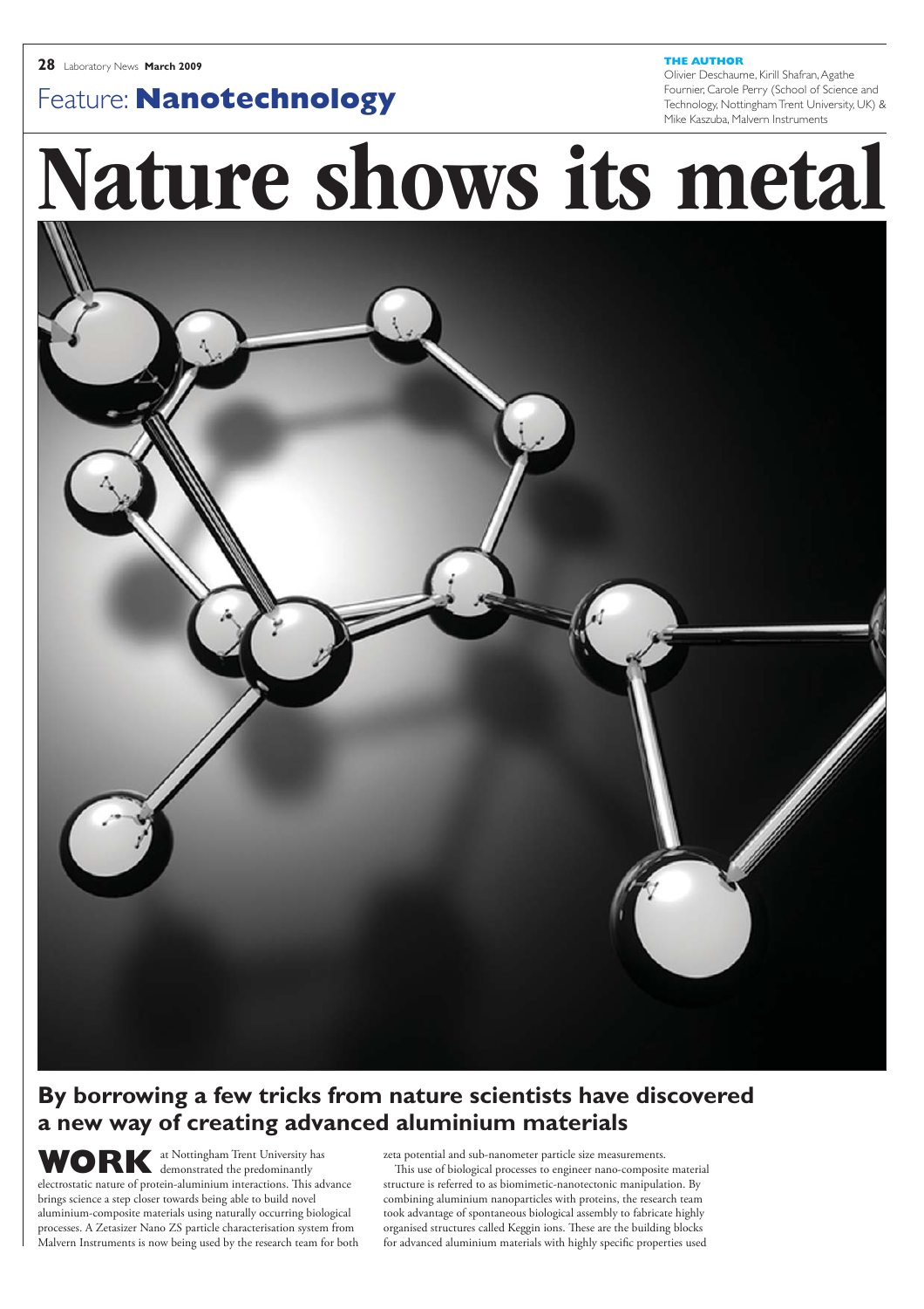Feature: **Nanotechnology**

**THE AUTHOR**
Olivier Deschaume, Kirill Shafran, Agathe Fournier, Carole Perry (School of Science and Technology, Nottingham Trent University, UK) & Mike Kaszuba, Malvern Instruments

# Nature shows its metal

## By borrowing a few tricks from nature scientists have discovered a new way of creating advanced aluminium materials

**WORK** at Nottingham Trent University has demonstrated the predominantly electrostatic nature of protein-aluminium interactions. This advance brings science a step closer towards being able to build novel aluminium-composite materials using naturally occurring biological processes. A Zetasizer Nano ZS particle characterisation system from Malvern Instruments is now being used by the research team for both zeta potential and sub-nanometer particle size measurements.

This use of biological processes to engineer nano-composite material structure is referred to as biomimetic-nanotectonic manipulation. By combining aluminium nanoparticles with proteins, the research team took advantage of spontaneous biological assembly to fabricate highly organised structures called Keggin ions. These are the building blocks for advanced aluminium materials with highly specific properties used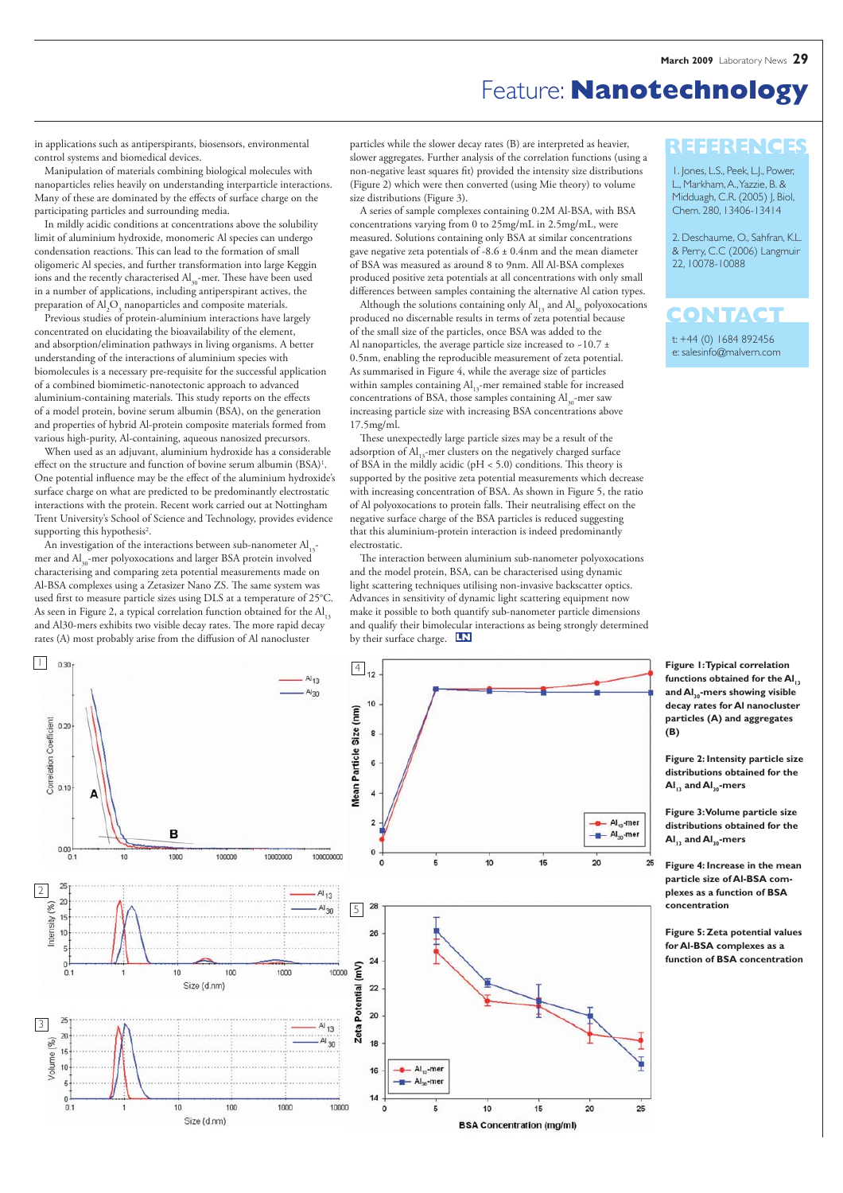# Feature: **Nanotechnology**

in applications such as antiperspirants, biosensors, environmental control systems and biomedical devices.

Manipulation of materials combining biological molecules with nanoparticles relies heavily on understanding interparticle interactions. Many of these are dominated by the effects of surface charge on the participating particles and surrounding media.

In mildly acidic conditions at concentrations above the solubility limit of aluminium hydroxide, monomeric Al species can undergo condensation reactions. This can lead to the formation of small oligomeric Al species, and further transformation into large Keggin ions and the recently characterised $Al_{30}$-mer. These have been used in a number of applications, including antiperspirant actives, the preparation of $Al_2O_3$ nanoparticles and composite materials.

Previous studies of protein-aluminium interactions have largely concentrated on elucidating the bioavailability of the element, and absorption/elimination pathways in living organisms. A better understanding of the interactions of aluminium species with biomolecules is a necessary pre-requisite for the successful application of a combined biomimetic-nanotectonic approach to advanced aluminium-containing materials. This study reports on the effects of a model protein, bovine serum albumin (BSA), on the generation and properties of hybrid Al-protein composite materials formed from various high-purity, Al-containing, aqueous nanosized precursors.

When used as an adjuvant, aluminium hydroxide has a considerable effect on the structure and function of bovine serum albumin (BSA)[1]. One potential influence may be the effect of the aluminium hydroxide's surface charge on what are predicted to be predominantly electrostatic interactions with the protein. Recent work carried out at Nottingham Trent University's School of Science and Technology, provides evidence supporting this hypothesis[2].

An investigation of the interactions between sub-nanometer $Al_{13}$-mer and $Al_{30}$-mer polyoxocations and larger BSA protein involved characterising and comparing zeta potential measurements made on Al-BSA complexes using a Zetasizer Nano ZS. The same system was used first to measure particle sizes using DLS at a temperature of 25°C. As seen in Figure 2, a typical correlation function obtained for the $Al_{13}$ and Al30-mers exhibits two visible decay rates. The more rapid decay rates (A) most probably arise from the diffusion of Al nanocluster particles while the slower decay rates (B) are interpreted as heavier, slower aggregates. Further analysis of the correlation functions (using a non-negative least squares fit) provided the intensity size distributions (Figure 2) which were then converted (using Mie theory) to volume size distributions (Figure 3).

A series of sample complexes containing 0.2M Al-BSA, with BSA concentrations varying from 0 to 25mg/mL in 2.5mg/mL, were measured. Solutions containing only BSA at similar concentrations gave negative zeta potentials of -8.6 ± 0.4nm and the mean diameter of BSA was measured as around 8 to 9nm. All Al-BSA complexes produced positive zeta potentials at all concentrations with only small differences between samples containing the alternative Al cation types.

Although the solutions containing only $Al_{13}$ and $Al_{30}$ polyoxocations produced no discernable results in terms of zeta potential because of the small size of the particles, once BSA was added to the Al nanoparticles, the average particle size increased to ~10.7 ± 0.5nm, enabling the reproducible measurement of zeta potential. As summarised in Figure 4, while the average size of particles within samples containing $Al_{13}$-mer remained stable for increased concentrations of BSA, those samples containing $Al_{30}$-mer saw increasing particle size with increasing BSA concentrations above 17.5mg/ml.

These unexpectedly large particle sizes may be a result of the adsorption of $Al_{13}$-mer clusters on the negatively charged surface of BSA in the mildly acidic (pH < 5.0) conditions. This theory is supported by the positive zeta potential measurements which decrease with increasing concentration of BSA. As shown in Figure 5, the ratio of Al polyoxocations to protein falls. Their neutralising effect on the negative surface charge of the BSA particles is reduced suggesting that this aluminium-protein interaction is indeed predominantly electrostatic.

The interaction between aluminium sub-nanometer polyoxocations and the model protein, BSA, can be characterised using dynamic light scattering techniques utilising non-invasive backscatter optics. Advances in sensitivity of dynamic light scattering equipment now make it possible to both quantify sub-nanometer particle dimensions and qualify their bimolecular interactions as being strongly determined by their surface charge.

## REFERENCES

1. Jones, L.S., Peek, L.J., Power, L., Markham, A., Yazzie, B. & Middaugh, C.R. (2005) J. Biol. Chem. 280, 13406-13414

2. Deschaume, O., Sahfran, K.L. & Perry, C.C (2006) Langmuir 22, 10078-10088

## CONTACT

t: +44 (0) 1684 892456
e: salesinfo@malvern.com

1

0.30
0.20
0.10
0.00
Correlation Coefficient
0.1 10 1000 100000 10000000 1000000000
A
B
$Al_{13}$
$Al_{30}$

2

Intensity (%)
0 5 10 15 20 25
0.1 1 10 100 1000 10000
Size (d.nm)
$Al_{13}$
$Al_{30}$

3

Volume (%)
0 5 10 15 20 25
0.1 1 10 100 1000 10000
Size (d.nm)
$Al_{13}$
$Al_{30}$

4

Mean Particle Size (nm)
0 2 4 6 8 10 12
0 5 10 15 20 25
$Al_{13}$-mer
$Al_{30}$-mer

5

Zeta Potential (mV)
14 16 18 20 22 24 26 28
0 5 10 15 20 25
BSA Concentration (mg/ml)
$Al_{13}$-mer
$Al_{30}$-mer

**Figure 1: Typical correlation functions obtained for the $Al_{13}$ and $Al_{30}$-mers showing visible decay rates for Al nanocluster particles (A) and aggregates (B)**

**Figure 2: Intensity particle size distributions obtained for the $Al_{13}$ and $Al_{30}$-mers**

**Figure 3: Volume particle size distributions obtained for the $Al_{13}$ and $Al_{30}$-mers**

**Figure 4: Increase in the mean particle size of Al-BSA complexes as a function of BSA concentration**

**Figure 5: Zeta potential values for Al-BSA complexes as a function of BSA concentration**